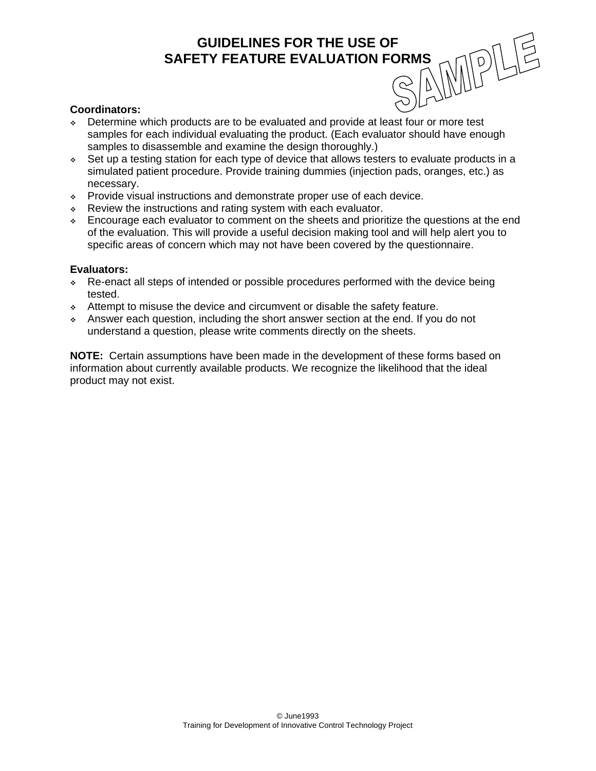# GUIDELINES FOR THE USE OF SAFETY FEATURE EVALUATION FORMS

SAMPLE

**Coordinators:**

- Determine which products are to be evaluated and provide at least four or more test samples for each individual evaluating the product. (Each evaluator should have enough samples to disassemble and examine the design thoroughly.)
- Set up a testing station for each type of device that allows testers to evaluate products in a simulated patient procedure. Provide training dummies (injection pads, oranges, etc.) as necessary.
- Provide visual instructions and demonstrate proper use of each device.
- Review the instructions and rating system with each evaluator.
- Encourage each evaluator to comment on the sheets and prioritize the questions at the end of the evaluation. This will provide a useful decision making tool and will help alert you to specific areas of concern which may not have been covered by the questionnaire.

**Evaluators:**

- Re-enact all steps of intended or possible procedures performed with the device being tested.
- Attempt to misuse the device and circumvent or disable the safety feature.
- Answer each question, including the short answer section at the end. If you do not understand a question, please write comments directly on the sheets.

**NOTE:** Certain assumptions have been made in the development of these forms based on information about currently available products. We recognize the likelihood that the ideal product may not exist.

© June1993
Training for Development of Innovative Control Technology Project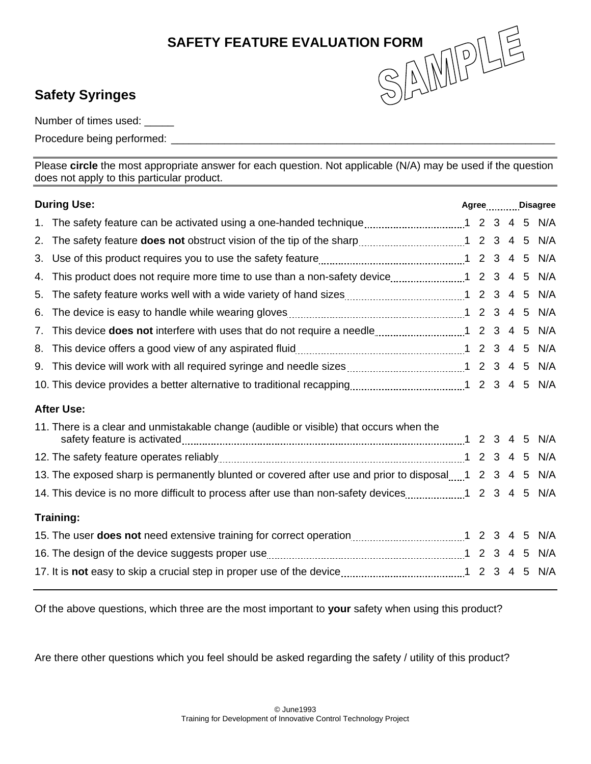# SAFETY FEATURE EVALUATION FORM

SAMPLE

## Safety Syringes

Number of times used: _____

Procedure being performed: ____________________________________________________________________

Please **circle** the most appropriate answer for each question. Not applicable (N/A) may be used if the question does not apply to this particular product.

| **During Use:** | Agree | | | | Disagree | |
|---|---|---|---|---|---|---|
| 1. The safety feature can be activated using a one-handed technique | 1 | 2 | 3 | 4 | 5 | N/A |
| 2. The safety feature **does not** obstruct vision of the tip of the sharp | 1 | 2 | 3 | 4 | 5 | N/A |
| 3. Use of this product requires you to use the safety feature | 1 | 2 | 3 | 4 | 5 | N/A |
| 4. This product does not require more time to use than a non-safety device | 1 | 2 | 3 | 4 | 5 | N/A |
| 5. The safety feature works well with a wide variety of hand sizes | 1 | 2 | 3 | 4 | 5 | N/A |
| 6. The device is easy to handle while wearing gloves | 1 | 2 | 3 | 4 | 5 | N/A |
| 7. This device **does not** interfere with uses that do not require a needle | 1 | 2 | 3 | 4 | 5 | N/A |
| 8. This device offers a good view of any aspirated fluid | 1 | 2 | 3 | 4 | 5 | N/A |
| 9. This device will work with all required syringe and needle sizes | 1 | 2 | 3 | 4 | 5 | N/A |
| 10. This device provides a better alternative to traditional recapping | 1 | 2 | 3 | 4 | 5 | N/A |
| **After Use:** | | | | | | |
| 11. There is a clear and unmistakable change (audible or visible) that occurs when the safety feature is activated | 1 | 2 | 3 | 4 | 5 | N/A |
| 12. The safety feature operates reliably | 1 | 2 | 3 | 4 | 5 | N/A |
| 13. The exposed sharp is permanently blunted or covered after use and prior to disposal | 1 | 2 | 3 | 4 | 5 | N/A |
| 14. This device is no more difficult to process after use than non-safety devices | 1 | 2 | 3 | 4 | 5 | N/A |
| **Training:** | | | | | | |
| 15. The user **does not** need extensive training for correct operation | 1 | 2 | 3 | 4 | 5 | N/A |
| 16. The design of the device suggests proper use | 1 | 2 | 3 | 4 | 5 | N/A |
| 17. It is **not** easy to skip a crucial step in proper use of the device | 1 | 2 | 3 | 4 | 5 | N/A |

Of the above questions, which three are the most important to **your** safety when using this product?

Are there other questions which you feel should be asked regarding the safety / utility of this product?

© June1993
Training for Development of Innovative Control Technology Project